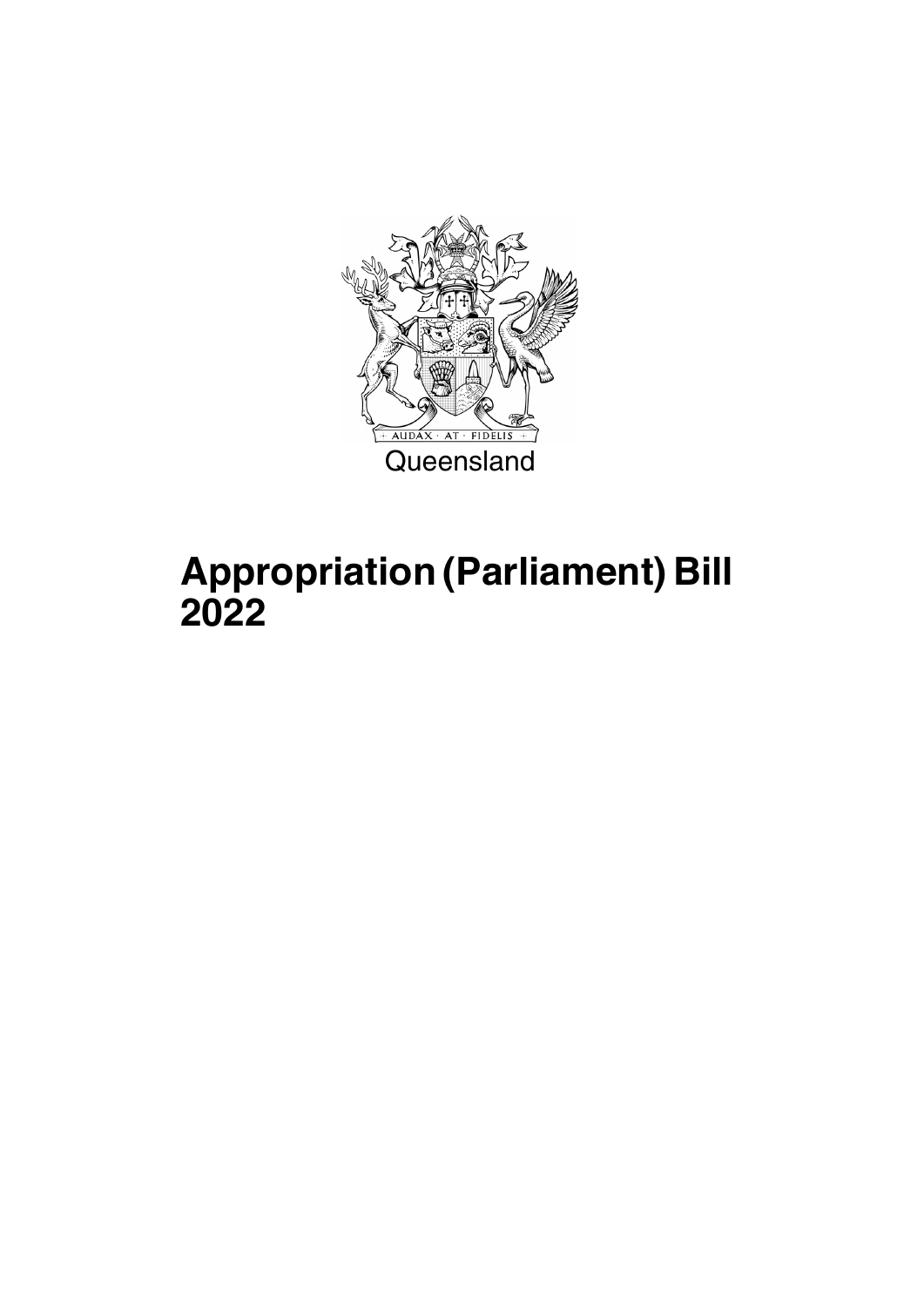Queensland

# Appropriation (Parliament) Bill 2022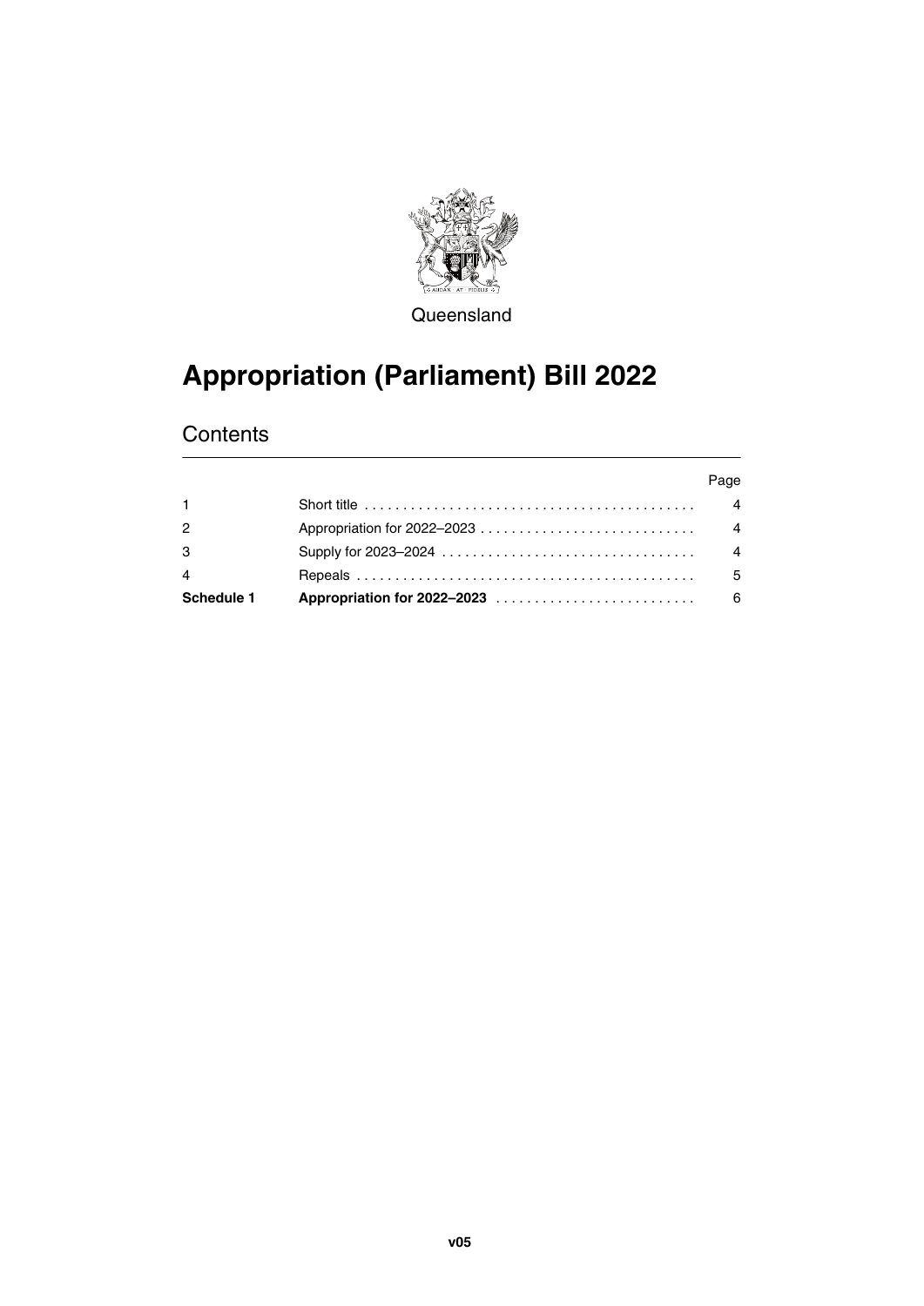Queensland

# Appropriation (Parliament) Bill 2022

## Contents

| | | Page |
|---|---|---|
| 1 | Short title | 4 |
| 2 | Appropriation for 2022–2023 | 4 |
| 3 | Supply for 2023–2024 | 4 |
| 4 | Repeals | 5 |
| **Schedule 1** | **Appropriation for 2022–2023** | 6 |

**v05**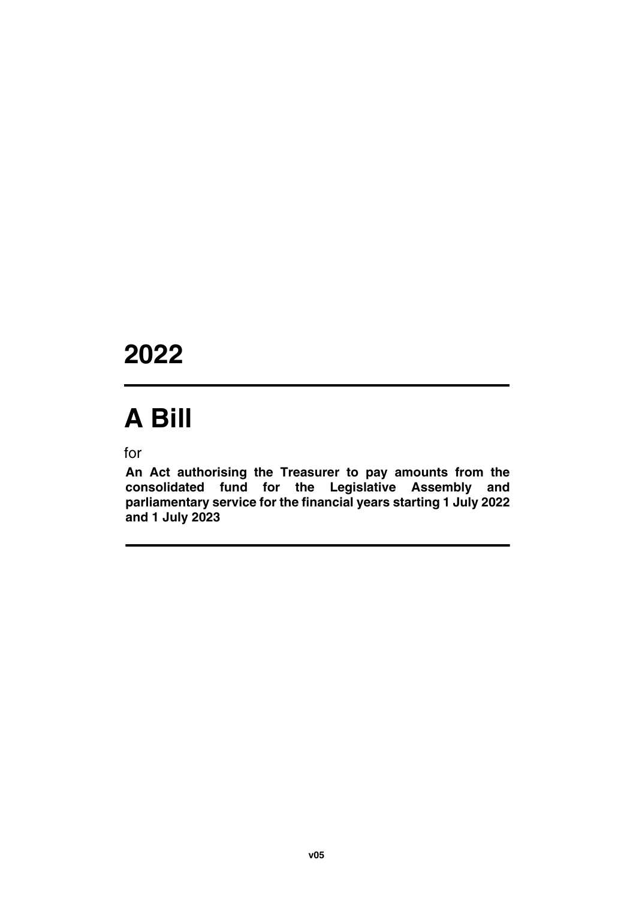# 2022

# A Bill

for

**An Act authorising the Treasurer to pay amounts from the consolidated fund for the Legislative Assembly and parliamentary service for the financial years starting 1 July 2022 and 1 July 2023**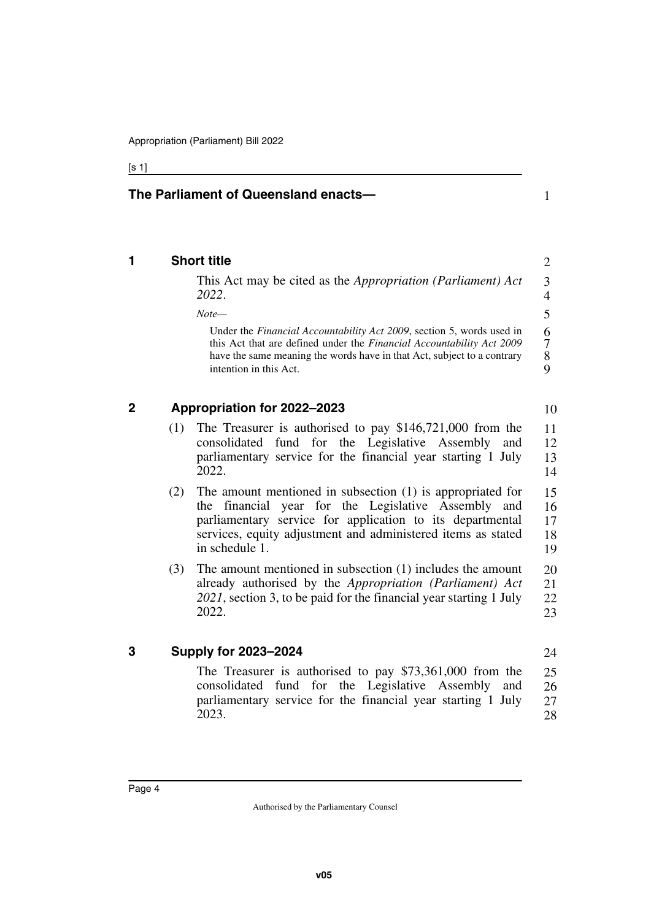**The Parliament of Queensland enacts—**

## 1 Short title

This Act may be cited as the *Appropriation (Parliament) Act 2022*.

*Note—*

Under the *Financial Accountability Act 2009*, section 5, words used in this Act that are defined under the *Financial Accountability Act 2009* have the same meaning the words have in that Act, subject to a contrary intention in this Act.

## 2 Appropriation for 2022–2023

(1) The Treasurer is authorised to pay $146,721,000 from the consolidated fund for the Legislative Assembly and parliamentary service for the financial year starting 1 July 2022.

(2) The amount mentioned in subsection (1) is appropriated for the financial year for the Legislative Assembly and parliamentary service for application to its departmental services, equity adjustment and administered items as stated in schedule 1.

(3) The amount mentioned in subsection (1) includes the amount already authorised by the *Appropriation (Parliament) Act 2021*, section 3, to be paid for the financial year starting 1 July 2022.

## 3 Supply for 2023–2024

The Treasurer is authorised to pay $73,361,000 from the consolidated fund for the Legislative Assembly and parliamentary service for the financial year starting 1 July 2023.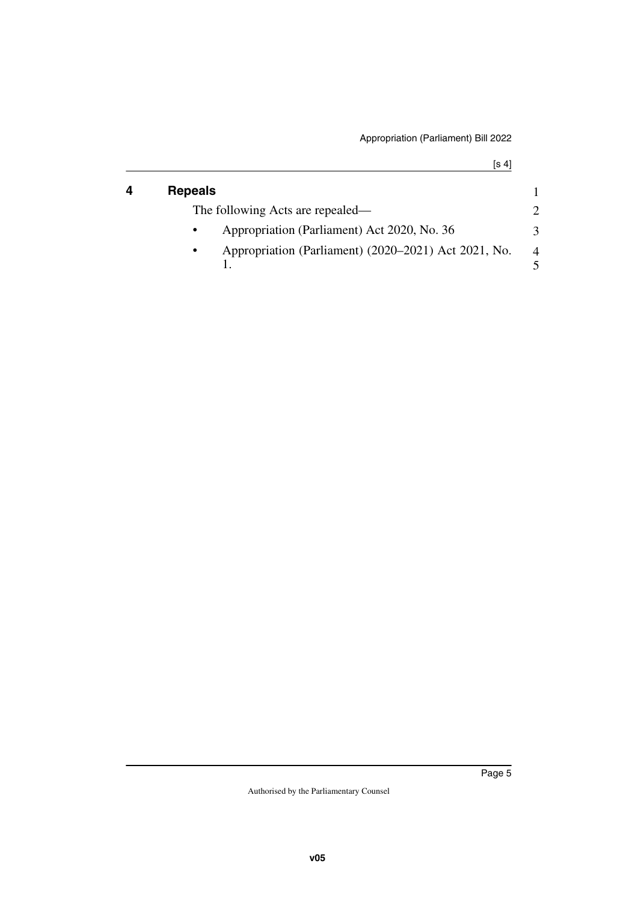## 4 Repeals

The following Acts are repealed—

- Appropriation (Parliament) Act 2020, No. 36
- Appropriation (Parliament) (2020–2021) Act 2021, No. 1.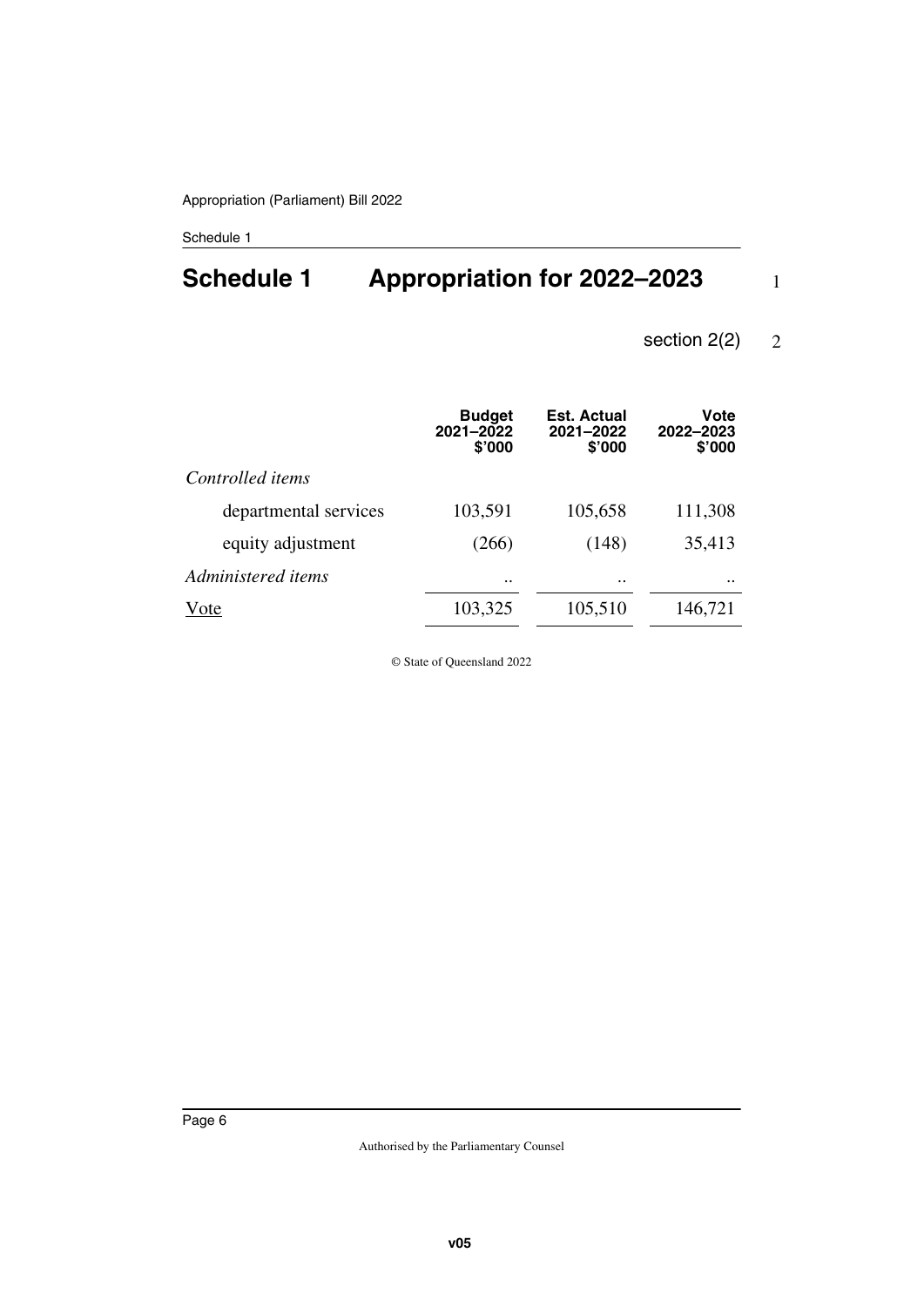# Schedule 1 Appropriation for 2022–2023

section 2(2)

| | Budget 2021–2022 $'000 | Est. Actual 2021–2022 $'000 | Vote 2022–2023 $'000 |
|---|---|---|---|
| *Controlled items* | | | |
| departmental services | 103,591 | 105,658 | 111,308 |
| equity adjustment | (266) | (148) | 35,413 |
| *Administered items* | .. | .. | .. |
| Vote | 103,325 | 105,510 | 146,721 |

© State of Queensland 2022